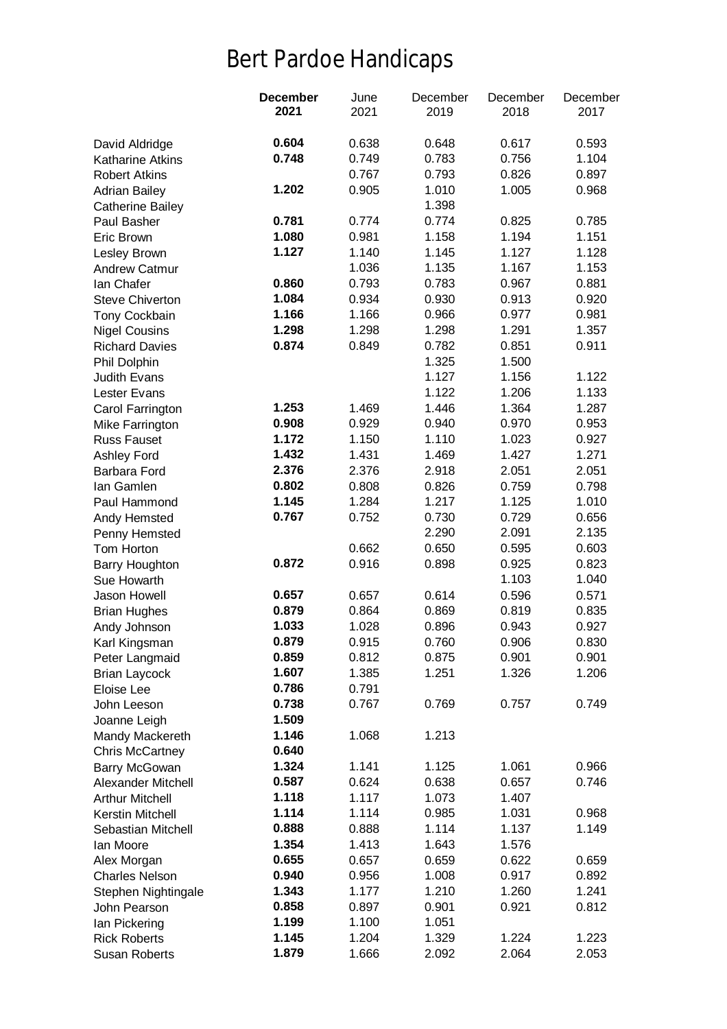# Bert Pardoe Handicaps

| | **December 2021** | June 2021 | December 2019 | December 2018 | December 2017 |
|---|---|---|---|---|---|
| David Aldridge | **0.604** | 0.638 | 0.648 | 0.617 | 0.593 |
| Katharine Atkins | **0.748** | 0.749 | 0.783 | 0.756 | 1.104 |
| Robert Atkins | | 0.767 | 0.793 | 0.826 | 0.897 |
| Adrian Bailey | **1.202** | 0.905 | 1.010 | 1.005 | 0.968 |
| Catherine Bailey | | | 1.398 | | |
| Paul Basher | **0.781** | 0.774 | 0.774 | 0.825 | 0.785 |
| Eric Brown | **1.080** | 0.981 | 1.158 | 1.194 | 1.151 |
| Lesley Brown | **1.127** | 1.140 | 1.145 | 1.127 | 1.128 |
| Andrew Catmur | | 1.036 | 1.135 | 1.167 | 1.153 |
| Ian Chafer | **0.860** | 0.793 | 0.783 | 0.967 | 0.881 |
| Steve Chiverton | **1.084** | 0.934 | 0.930 | 0.913 | 0.920 |
| Tony Cockbain | **1.166** | 1.166 | 0.966 | 0.977 | 0.981 |
| Nigel Cousins | **1.298** | 1.298 | 1.298 | 1.291 | 1.357 |
| Richard Davies | **0.874** | 0.849 | 0.782 | 0.851 | 0.911 |
| Phil Dolphin | | | 1.325 | 1.500 | |
| Judith Evans | | | 1.127 | 1.156 | 1.122 |
| Lester Evans | | | 1.122 | 1.206 | 1.133 |
| Carol Farrington | **1.253** | 1.469 | 1.446 | 1.364 | 1.287 |
| Mike Farrington | **0.908** | 0.929 | 0.940 | 0.970 | 0.953 |
| Russ Fauset | **1.172** | 1.150 | 1.110 | 1.023 | 0.927 |
| Ashley Ford | **1.432** | 1.431 | 1.469 | 1.427 | 1.271 |
| Barbara Ford | **2.376** | 2.376 | 2.918 | 2.051 | 2.051 |
| Ian Gamlen | **0.802** | 0.808 | 0.826 | 0.759 | 0.798 |
| Paul Hammond | **1.145** | 1.284 | 1.217 | 1.125 | 1.010 |
| Andy Hemsted | **0.767** | 0.752 | 0.730 | 0.729 | 0.656 |
| Penny Hemsted | | | 2.290 | 2.091 | 2.135 |
| Tom Horton | | 0.662 | 0.650 | 0.595 | 0.603 |
| Barry Houghton | **0.872** | 0.916 | 0.898 | 0.925 | 0.823 |
| Sue Howarth | | | | 1.103 | 1.040 |
| Jason Howell | **0.657** | 0.657 | 0.614 | 0.596 | 0.571 |
| Brian Hughes | **0.879** | 0.864 | 0.869 | 0.819 | 0.835 |
| Andy Johnson | **1.033** | 1.028 | 0.896 | 0.943 | 0.927 |
| Karl Kingsman | **0.879** | 0.915 | 0.760 | 0.906 | 0.830 |
| Peter Langmaid | **0.859** | 0.812 | 0.875 | 0.901 | 0.901 |
| Brian Laycock | **1.607** | 1.385 | 1.251 | 1.326 | 1.206 |
| Eloise Lee | **0.786** | 0.791 | | | |
| John Leeson | **0.738** | 0.767 | 0.769 | 0.757 | 0.749 |
| Joanne Leigh | **1.509** | | | | |
| Mandy Mackereth | **1.146** | 1.068 | 1.213 | | |
| Chris McCartney | **0.640** | | | | |
| Barry McGowan | **1.324** | 1.141 | 1.125 | 1.061 | 0.966 |
| Alexander Mitchell | **0.587** | 0.624 | 0.638 | 0.657 | 0.746 |
| Arthur Mitchell | **1.118** | 1.117 | 1.073 | 1.407 | |
| Kerstin Mitchell | **1.114** | 1.114 | 0.985 | 1.031 | 0.968 |
| Sebastian Mitchell | **0.888** | 0.888 | 1.114 | 1.137 | 1.149 |
| Ian Moore | **1.354** | 1.413 | 1.643 | 1.576 | |
| Alex Morgan | **0.655** | 0.657 | 0.659 | 0.622 | 0.659 |
| Charles Nelson | **0.940** | 0.956 | 1.008 | 0.917 | 0.892 |
| Stephen Nightingale | **1.343** | 1.177 | 1.210 | 1.260 | 1.241 |
| John Pearson | **0.858** | 0.897 | 0.901 | 0.921 | 0.812 |
| Ian Pickering | **1.199** | 1.100 | 1.051 | | |
| Rick Roberts | **1.145** | 1.204 | 1.329 | 1.224 | 1.223 |
| Susan Roberts | **1.879** | 1.666 | 2.092 | 2.064 | 2.053 |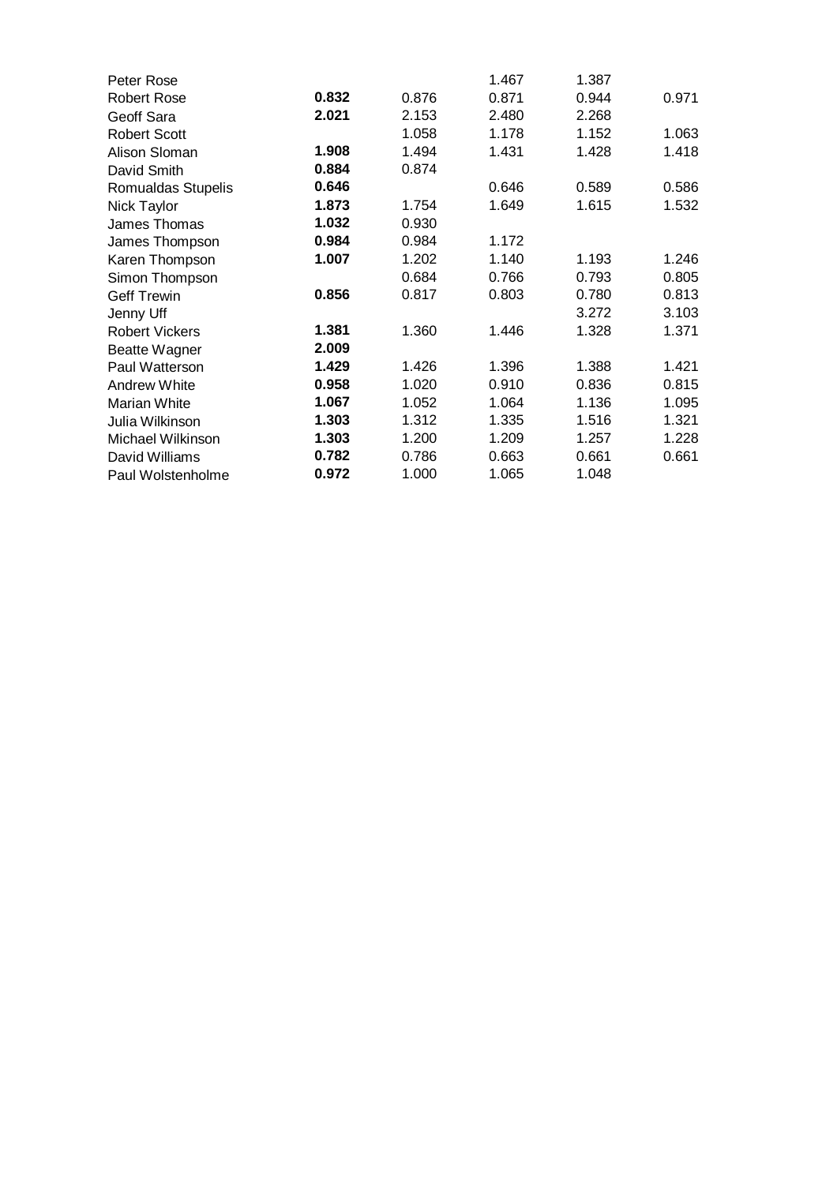| | | | | | |
|---|---|---|---|---|---|
| Peter Rose | | | 1.467 | 1.387 | |
| Robert Rose | **0.832** | 0.876 | 0.871 | 0.944 | 0.971 |
| Geoff Sara | **2.021** | 2.153 | 2.480 | 2.268 | |
| Robert Scott | | 1.058 | 1.178 | 1.152 | 1.063 |
| Alison Sloman | **1.908** | 1.494 | 1.431 | 1.428 | 1.418 |
| David Smith | **0.884** | 0.874 | | | |
| Romualdas Stupelis | **0.646** | | 0.646 | 0.589 | 0.586 |
| Nick Taylor | **1.873** | 1.754 | 1.649 | 1.615 | 1.532 |
| James Thomas | **1.032** | 0.930 | | | |
| James Thompson | **0.984** | 0.984 | 1.172 | | |
| Karen Thompson | **1.007** | 1.202 | 1.140 | 1.193 | 1.246 |
| Simon Thompson | | 0.684 | 0.766 | 0.793 | 0.805 |
| Geff Trewin | **0.856** | 0.817 | 0.803 | 0.780 | 0.813 |
| Jenny Uff | | | | 3.272 | 3.103 |
| Robert Vickers | **1.381** | 1.360 | 1.446 | 1.328 | 1.371 |
| Beatte Wagner | **2.009** | | | | |
| Paul Watterson | **1.429** | 1.426 | 1.396 | 1.388 | 1.421 |
| Andrew White | **0.958** | 1.020 | 0.910 | 0.836 | 0.815 |
| Marian White | **1.067** | 1.052 | 1.064 | 1.136 | 1.095 |
| Julia Wilkinson | **1.303** | 1.312 | 1.335 | 1.516 | 1.321 |
| Michael Wilkinson | **1.303** | 1.200 | 1.209 | 1.257 | 1.228 |
| David Williams | **0.782** | 0.786 | 0.663 | 0.661 | 0.661 |
| Paul Wolstenholme | **0.972** | 1.000 | 1.065 | 1.048 | |